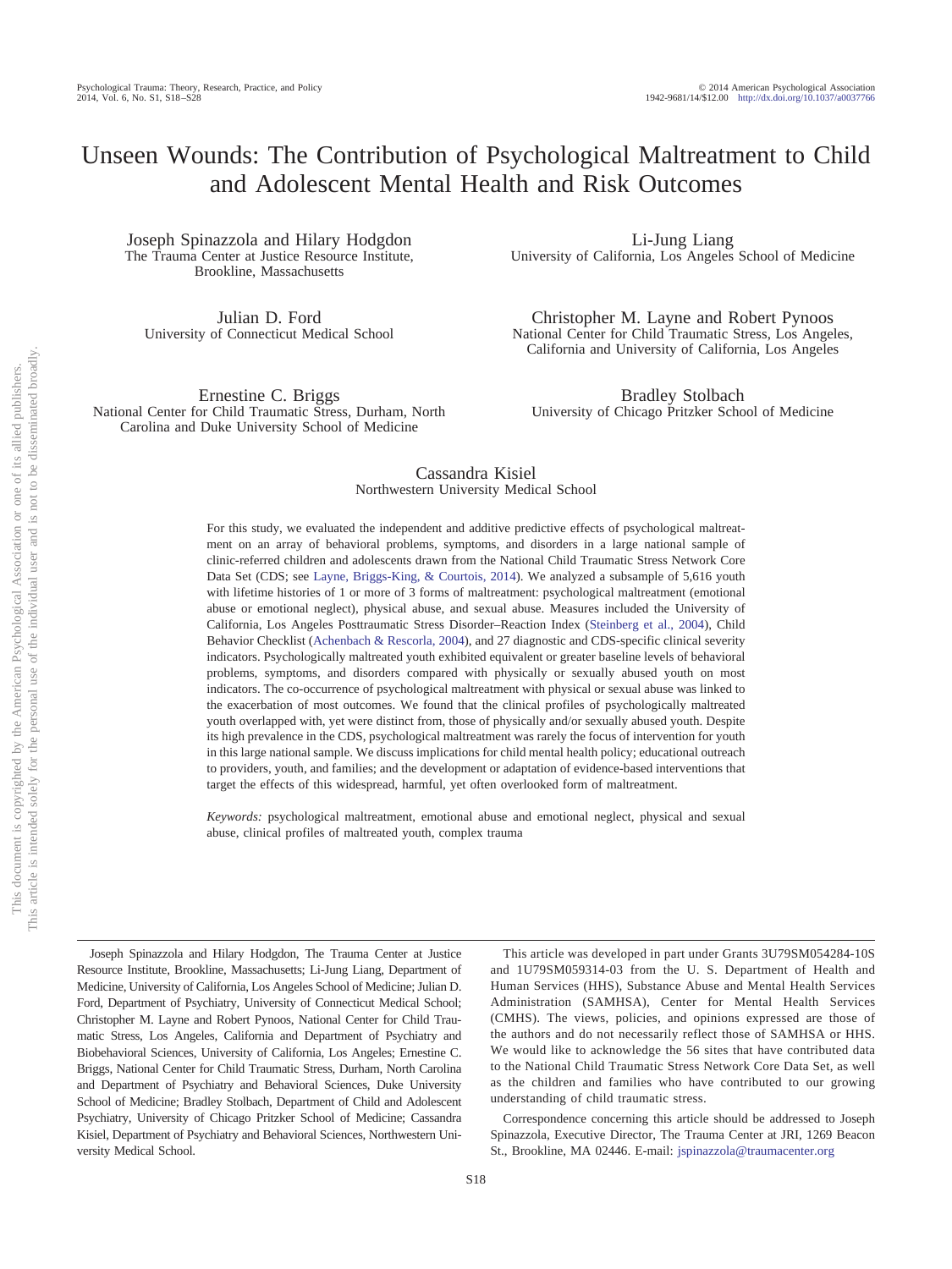# Unseen Wounds: The Contribution of Psychological Maltreatment to Child and Adolescent Mental Health and Risk Outcomes

Joseph Spinazzola and Hilary Hodgdon
The Trauma Center at Justice Resource Institute, Brookline, Massachusetts

Li-Jung Liang
University of California, Los Angeles School of Medicine

Julian D. Ford
University of Connecticut Medical School

Christopher M. Layne and Robert Pynoos
National Center for Child Traumatic Stress, Los Angeles, California and University of California, Los Angeles

Ernestine C. Briggs
National Center for Child Traumatic Stress, Durham, North Carolina and Duke University School of Medicine

Bradley Stolbach
University of Chicago Pritzker School of Medicine

Cassandra Kisiel
Northwestern University Medical School

For this study, we evaluated the independent and additive predictive effects of psychological maltreatment on an array of behavioral problems, symptoms, and disorders in a large national sample of clinic-referred children and adolescents drawn from the National Child Traumatic Stress Network Core Data Set (CDS; see Layne, Briggs-King, & Courtois, 2014). We analyzed a subsample of 5,616 youth with lifetime histories of 1 or more of 3 forms of maltreatment: psychological maltreatment (emotional abuse or emotional neglect), physical abuse, and sexual abuse. Measures included the University of California, Los Angeles Posttraumatic Stress Disorder–Reaction Index (Steinberg et al., 2004), Child Behavior Checklist (Achenbach & Rescorla, 2004), and 27 diagnostic and CDS-specific clinical severity indicators. Psychologically maltreated youth exhibited equivalent or greater baseline levels of behavioral problems, symptoms, and disorders compared with physically or sexually abused youth on most indicators. The co-occurrence of psychological maltreatment with physical or sexual abuse was linked to the exacerbation of most outcomes. We found that the clinical profiles of psychologically maltreated youth overlapped with, yet were distinct from, those of physically and/or sexually abused youth. Despite its high prevalence in the CDS, psychological maltreatment was rarely the focus of intervention for youth in this large national sample. We discuss implications for child mental health policy; educational outreach to providers, youth, and families; and the development or adaptation of evidence-based interventions that target the effects of this widespread, harmful, yet often overlooked form of maltreatment.

*Keywords:* psychological maltreatment, emotional abuse and emotional neglect, physical and sexual abuse, clinical profiles of maltreated youth, complex trauma

---

Joseph Spinazzola and Hilary Hodgdon, The Trauma Center at Justice Resource Institute, Brookline, Massachusetts; Li-Jung Liang, Department of Medicine, University of California, Los Angeles School of Medicine; Julian D. Ford, Department of Psychiatry, University of Connecticut Medical School; Christopher M. Layne and Robert Pynoos, National Center for Child Traumatic Stress, Los Angeles, California and Department of Psychiatry and Biobehavioral Sciences, University of California, Los Angeles; Ernestine C. Briggs, National Center for Child Traumatic Stress, Durham, North Carolina and Department of Psychiatry and Behavioral Sciences, Duke University School of Medicine; Bradley Stolbach, Department of Child and Adolescent Psychiatry, University of Chicago Pritzker School of Medicine; Cassandra Kisiel, Department of Psychiatry and Behavioral Sciences, Northwestern University Medical School.

This article was developed in part under Grants 3U79SM054284-10S and 1U79SM059314-03 from the U. S. Department of Health and Human Services (HHS), Substance Abuse and Mental Health Services Administration (SAMHSA), Center for Mental Health Services (CMHS). The views, policies, and opinions expressed are those of the authors and do not necessarily reflect those of SAMHSA or HHS. We would like to acknowledge the 56 sites that have contributed data to the National Child Traumatic Stress Network Core Data Set, as well as the children and families who have contributed to our growing understanding of child traumatic stress.

Correspondence concerning this article should be addressed to Joseph Spinazzola, Executive Director, The Trauma Center at JRI, 1269 Beacon St., Brookline, MA 02446. E-mail: jspinazzola@traumacenter.org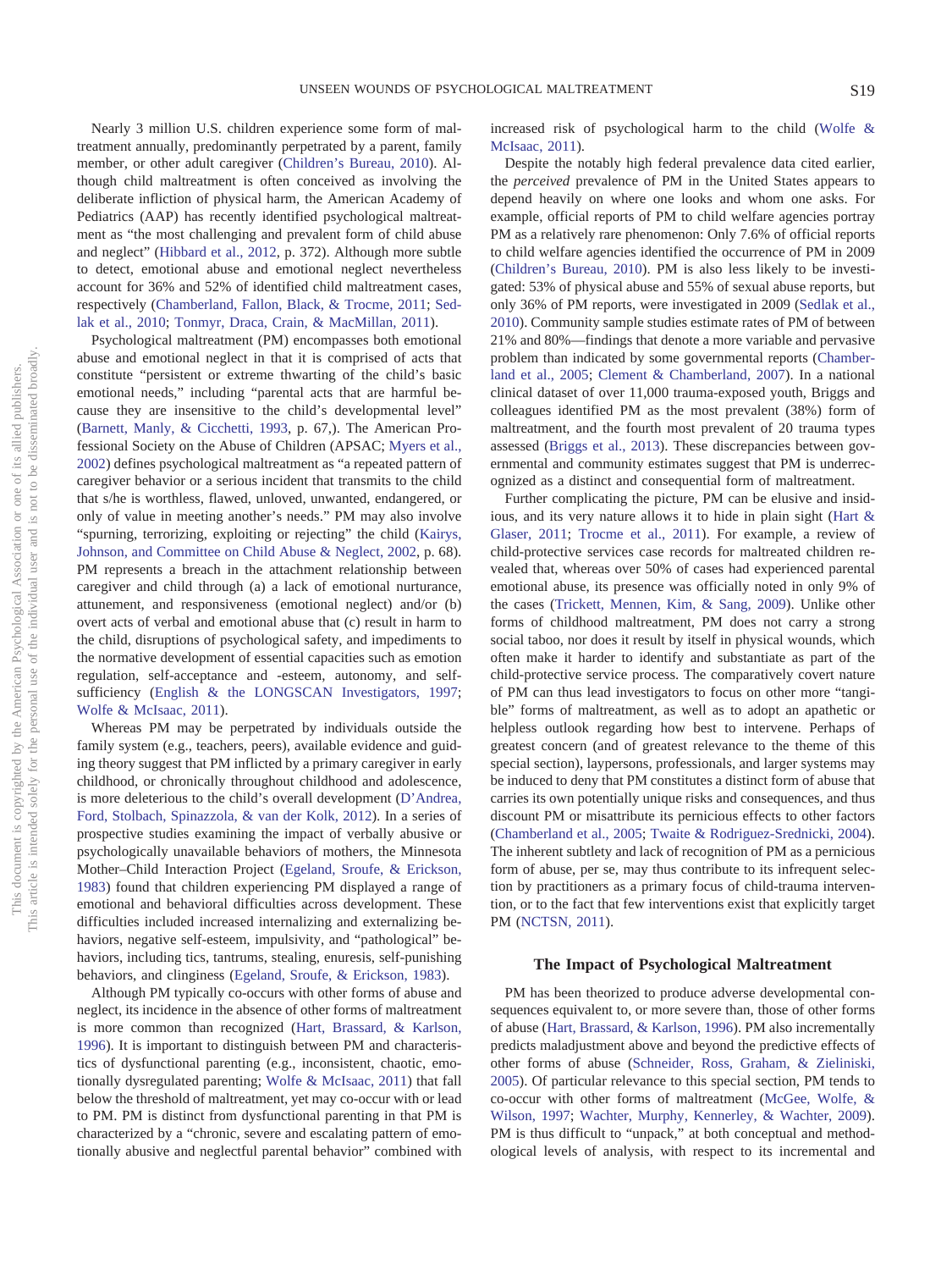Nearly 3 million U.S. children experience some form of maltreatment annually, predominantly perpetrated by a parent, family member, or other adult caregiver (Children's Bureau, 2010). Although child maltreatment is often conceived as involving the deliberate infliction of physical harm, the American Academy of Pediatrics (AAP) has recently identified psychological maltreatment as "the most challenging and prevalent form of child abuse and neglect" (Hibbard et al., 2012, p. 372). Although more subtle to detect, emotional abuse and emotional neglect nevertheless account for 36% and 52% of identified child maltreatment cases, respectively (Chamberland, Fallon, Black, & Trocme, 2011; Sedlak et al., 2010; Tonmyr, Draca, Crain, & MacMillan, 2011).

Psychological maltreatment (PM) encompasses both emotional abuse and emotional neglect in that it is comprised of acts that constitute "persistent or extreme thwarting of the child's basic emotional needs," including "parental acts that are harmful because they are insensitive to the child's developmental level" (Barnett, Manly, & Cicchetti, 1993, p. 67,). The American Professional Society on the Abuse of Children (APSAC; Myers et al., 2002) defines psychological maltreatment as "a repeated pattern of caregiver behavior or a serious incident that transmits to the child that s/he is worthless, flawed, unloved, unwanted, endangered, or only of value in meeting another's needs." PM may also involve "spurning, terrorizing, exploiting or rejecting" the child (Kairys, Johnson, and Committee on Child Abuse & Neglect, 2002, p. 68). PM represents a breach in the attachment relationship between caregiver and child through (a) a lack of emotional nurturance, attunement, and responsiveness (emotional neglect) and/or (b) overt acts of verbal and emotional abuse that (c) result in harm to the child, disruptions of psychological safety, and impediments to the normative development of essential capacities such as emotion regulation, self-acceptance and -esteem, autonomy, and self-sufficiency (English & the LONGSCAN Investigators, 1997; Wolfe & McIsaac, 2011).

Whereas PM may be perpetrated by individuals outside the family system (e.g., teachers, peers), available evidence and guiding theory suggest that PM inflicted by a primary caregiver in early childhood, or chronically throughout childhood and adolescence, is more deleterious to the child's overall development (D'Andrea, Ford, Stolbach, Spinazzola, & van der Kolk, 2012). In a series of prospective studies examining the impact of verbally abusive or psychologically unavailable behaviors of mothers, the Minnesota Mother–Child Interaction Project (Egeland, Sroufe, & Erickson, 1983) found that children experiencing PM displayed a range of emotional and behavioral difficulties across development. These difficulties included increased internalizing and externalizing behaviors, negative self-esteem, impulsivity, and "pathological" behaviors, including tics, tantrums, stealing, enuresis, self-punishing behaviors, and clinginess (Egeland, Sroufe, & Erickson, 1983).

Although PM typically co-occurs with other forms of abuse and neglect, its incidence in the absence of other forms of maltreatment is more common than recognized (Hart, Brassard, & Karlson, 1996). It is important to distinguish between PM and characteristics of dysfunctional parenting (e.g., inconsistent, chaotic, emotionally dysregulated parenting; Wolfe & McIsaac, 2011) that fall below the threshold of maltreatment, yet may co-occur with or lead to PM. PM is distinct from dysfunctional parenting in that PM is characterized by a "chronic, severe and escalating pattern of emotionally abusive and neglectful parental behavior" combined with increased risk of psychological harm to the child (Wolfe & McIsaac, 2011).

Despite the notably high federal prevalence data cited earlier, the *perceived* prevalence of PM in the United States appears to depend heavily on where one looks and whom one asks. For example, official reports of PM to child welfare agencies portray PM as a relatively rare phenomenon: Only 7.6% of official reports to child welfare agencies identified the occurrence of PM in 2009 (Children's Bureau, 2010). PM is also less likely to be investigated: 53% of physical abuse and 55% of sexual abuse reports, but only 36% of PM reports, were investigated in 2009 (Sedlak et al., 2010). Community sample studies estimate rates of PM of between 21% and 80%—findings that denote a more variable and pervasive problem than indicated by some governmental reports (Chamberland et al., 2005; Clement & Chamberland, 2007). In a national clinical dataset of over 11,000 trauma-exposed youth, Briggs and colleagues identified PM as the most prevalent (38%) form of maltreatment, and the fourth most prevalent of 20 trauma types assessed (Briggs et al., 2013). These discrepancies between governmental and community estimates suggest that PM is underrecognized as a distinct and consequential form of maltreatment.

Further complicating the picture, PM can be elusive and insidious, and its very nature allows it to hide in plain sight (Hart & Glaser, 2011; Trocme et al., 2011). For example, a review of child-protective services case records for maltreated children revealed that, whereas over 50% of cases had experienced parental emotional abuse, its presence was officially noted in only 9% of the cases (Trickett, Mennen, Kim, & Sang, 2009). Unlike other forms of childhood maltreatment, PM does not carry a strong social taboo, nor does it result by itself in physical wounds, which often make it harder to identify and substantiate as part of the child-protective service process. The comparatively covert nature of PM can thus lead investigators to focus on other more "tangible" forms of maltreatment, as well as to adopt an apathetic or helpless outlook regarding how best to intervene. Perhaps of greatest concern (and of greatest relevance to the theme of this special section), laypersons, professionals, and larger systems may be induced to deny that PM constitutes a distinct form of abuse that carries its own potentially unique risks and consequences, and thus discount PM or misattribute its pernicious effects to other factors (Chamberland et al., 2005; Twaite & Rodriguez-Srednicki, 2004). The inherent subtlety and lack of recognition of PM as a pernicious form of abuse, per se, may thus contribute to its infrequent selection by practitioners as a primary focus of child-trauma intervention, or to the fact that few interventions exist that explicitly target PM (NCTSN, 2011).

## The Impact of Psychological Maltreatment

PM has been theorized to produce adverse developmental consequences equivalent to, or more severe than, those of other forms of abuse (Hart, Brassard, & Karlson, 1996). PM also incrementally predicts maladjustment above and beyond the predictive effects of other forms of abuse (Schneider, Ross, Graham, & Zieliniski, 2005). Of particular relevance to this special section, PM tends to co-occur with other forms of maltreatment (McGee, Wolfe, & Wilson, 1997; Wachter, Murphy, Kennerley, & Wachter, 2009). PM is thus difficult to "unpack," at both conceptual and methodological levels of analysis, with respect to its incremental and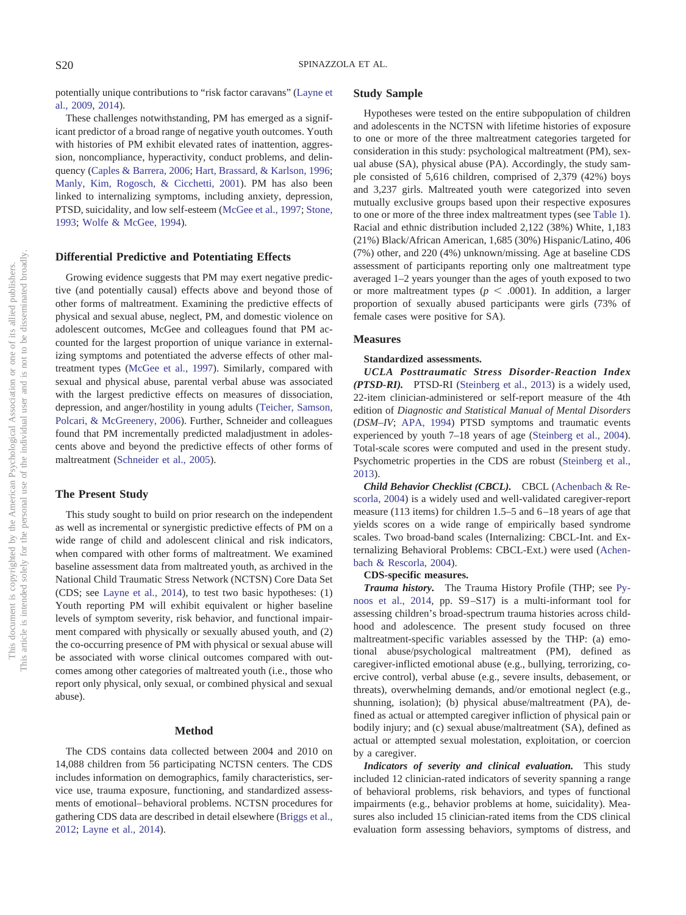potentially unique contributions to "risk factor caravans" (Layne et al., 2009, 2014).

These challenges notwithstanding, PM has emerged as a significant predictor of a broad range of negative youth outcomes. Youth with histories of PM exhibit elevated rates of inattention, aggression, noncompliance, hyperactivity, conduct problems, and delinquency (Caples & Barrera, 2006; Hart, Brassard, & Karlson, 1996; Manly, Kim, Rogosch, & Cicchetti, 2001). PM has also been linked to internalizing symptoms, including anxiety, depression, PTSD, suicidality, and low self-esteem (McGee et al., 1997; Stone, 1993; Wolfe & McGee, 1994).

## Differential Predictive and Potentiating Effects

Growing evidence suggests that PM may exert negative predictive (and potentially causal) effects above and beyond those of other forms of maltreatment. Examining the predictive effects of physical and sexual abuse, neglect, PM, and domestic violence on adolescent outcomes, McGee and colleagues found that PM accounted for the largest proportion of unique variance in externalizing symptoms and potentiated the adverse effects of other maltreatment types (McGee et al., 1997). Similarly, compared with sexual and physical abuse, parental verbal abuse was associated with the largest predictive effects on measures of dissociation, depression, and anger/hostility in young adults (Teicher, Samson, Polcari, & McGreenery, 2006). Further, Schneider and colleagues found that PM incrementally predicted maladjustment in adolescents above and beyond the predictive effects of other forms of maltreatment (Schneider et al., 2005).

## The Present Study

This study sought to build on prior research on the independent as well as incremental or synergistic predictive effects of PM on a wide range of child and adolescent clinical and risk indicators, when compared with other forms of maltreatment. We examined baseline assessment data from maltreated youth, as archived in the National Child Traumatic Stress Network (NCTSN) Core Data Set (CDS; see Layne et al., 2014), to test two basic hypotheses: (1) Youth reporting PM will exhibit equivalent or higher baseline levels of symptom severity, risk behavior, and functional impairment compared with physically or sexually abused youth, and (2) the co-occurring presence of PM with physical or sexual abuse will be associated with worse clinical outcomes compared with outcomes among other categories of maltreated youth (i.e., those who report only physical, only sexual, or combined physical and sexual abuse).

# Method

The CDS contains data collected between 2004 and 2010 on 14,088 children from 56 participating NCTSN centers. The CDS includes information on demographics, family characteristics, service use, trauma exposure, functioning, and standardized assessments of emotional–behavioral problems. NCTSN procedures for gathering CDS data are described in detail elsewhere (Briggs et al., 2012; Layne et al., 2014).

## Study Sample

Hypotheses were tested on the entire subpopulation of children and adolescents in the NCTSN with lifetime histories of exposure to one or more of the three maltreatment categories targeted for consideration in this study: psychological maltreatment (PM), sexual abuse (SA), physical abuse (PA). Accordingly, the study sample consisted of 5,616 children, comprised of 2,379 (42%) boys and 3,237 girls. Maltreated youth were categorized into seven mutually exclusive groups based upon their respective exposures to one or more of the three index maltreatment types (see Table 1). Racial and ethnic distribution included 2,122 (38%) White, 1,183 (21%) Black/African American, 1,685 (30%) Hispanic/Latino, 406 (7%) other, and 220 (4%) unknown/missing. Age at baseline CDS assessment of participants reporting only one maltreatment type averaged 1–2 years younger than the ages of youth exposed to two or more maltreatment types ($p < .0001$). In addition, a larger proportion of sexually abused participants were girls (73% of female cases were positive for SA).

## Measures

### Standardized assessments.

***UCLA Posttraumatic Stress Disorder-Reaction Index (PTSD-RI).*** PTSD-RI (Steinberg et al., 2013) is a widely used, 22-item clinician-administered or self-report measure of the 4th edition of *Diagnostic and Statistical Manual of Mental Disorders* (*DSM–IV*; APA, 1994) PTSD symptoms and traumatic events experienced by youth 7–18 years of age (Steinberg et al., 2004). Total-scale scores were computed and used in the present study. Psychometric properties in the CDS are robust (Steinberg et al., 2013).

***Child Behavior Checklist (CBCL).*** CBCL (Achenbach & Rescorla, 2004) is a widely used and well-validated caregiver-report measure (113 items) for children 1.5–5 and 6–18 years of age that yields scores on a wide range of empirically based syndrome scales. Two broad-band scales (Internalizing: CBCL-Int. and Externalizing Behavioral Problems: CBCL-Ext.) were used (Achenbach & Rescorla, 2004).

### CDS-specific measures.

***Trauma history.*** The Trauma History Profile (THP; see Pynoos et al., 2014, pp. S9–S17) is a multi-informant tool for assessing children's broad-spectrum trauma histories across childhood and adolescence. The present study focused on three maltreatment-specific variables assessed by the THP: (a) emotional abuse/psychological maltreatment (PM), defined as caregiver-inflicted emotional abuse (e.g., bullying, terrorizing, coercive control), verbal abuse (e.g., severe insults, debasement, or threats), overwhelming demands, and/or emotional neglect (e.g., shunning, isolation); (b) physical abuse/maltreatment (PA), defined as actual or attempted caregiver infliction of physical pain or bodily injury; and (c) sexual abuse/maltreatment (SA), defined as actual or attempted sexual molestation, exploitation, or coercion by a caregiver.

***Indicators of severity and clinical evaluation.*** This study included 12 clinician-rated indicators of severity spanning a range of behavioral problems, risk behaviors, and types of functional impairments (e.g., behavior problems at home, suicidality). Measures also included 15 clinician-rated items from the CDS clinical evaluation form assessing behaviors, symptoms of distress, and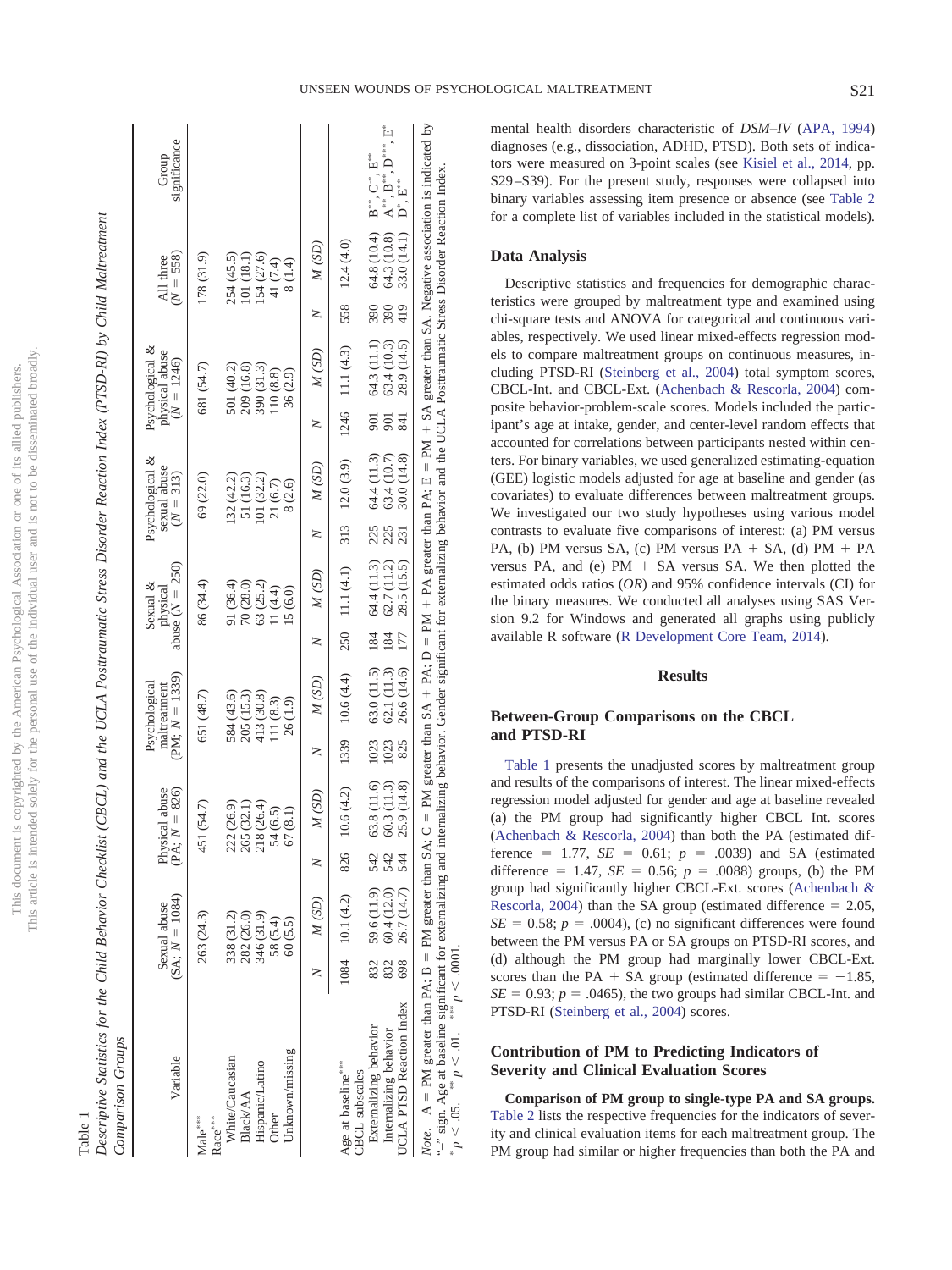Table 1

*Descriptive Statistics for the Child Behavior Checklist (CBCL) and the UCLA Posttraumatic Stress Disorder Reaction Index (PTSD-RI) by Child Maltreatment Comparison Groups*

| Variable | Sexual abuse (SA; *N* = 1084) | | Physical abuse (PA; *N* = 826) | | Psychological maltreatment (PM; *N* = 1339) | | Sexual & physical abuse (*N* = 250) | | Psychological & sexual abuse (*N* = 313) | | Psychological & physical abuse (*N* = 1246) | | All three (*N* = 558) | | Group significance |
|---|---|---|---|---|---|---|---|---|---|---|---|---|---|---|---|
| Male*** | 263 (24.3) | | 451 (54.7) | | 651 (48.7) | | 86 (34.4) | | 69 (22.0) | | 681 (54.7) | | 178 (31.9) | | |
| Race*** | | | | | | | | | | | | | | | |
| White/Caucasian | 338 (31.2) | | 222 (26.9) | | 584 (43.6) | | 91 (36.4) | | 132 (42.2) | | 501 (40.2) | | 254 (45.5) | | |
| Black/AA | 282 (26.0) | | 265 (32.1) | | 205 (15.3) | | 70 (28.0) | | 51 (16.3) | | 209 (16.8) | | 101 (18.1) | | |
| Hispanic/Latino | 346 (31.9) | | 218 (26.4) | | 413 (30.8) | | 63 (25.2) | | 101 (32.2) | | 390 (31.3) | | 154 (27.6) | | |
| Other | 58 (5.4) | | 54 (6.5) | | 111 (8.3) | | 11 (4.4) | | 21 (6.7) | | 110 (8.8) | | 41 (7.4) | | |
| Unknown/missing | 60 (5.5) | | 67 (8.1) | | 26 (1.9) | | 15 (6.0) | | 8 (2.6) | | 36 (2.9) | | 8 (1.4) | | |
| | *N* | *M* (*SD*) | *N* | *M* (*SD*) | *N* | *M* (*SD*) | *N* | *M* (*SD*) | *N* | *M* (*SD*) | *N* | *M* (*SD*) | *N* | *M* (*SD*) | |
| Age at baseline*** | 1084 | 10.1 (4.2) | 826 | 10.6 (4.2) | 1339 | 10.6 (4.4) | 250 | 11.1 (4.1) | 313 | 12.0 (3.9) | 1246 | 11.1 (4.3) | 558 | 12.4 (4.0) | |
| CBCL subscales | | | | | | | | | | | | | | | |
| Externalizing behavior | 832 | 59.6 (11.9) | 542 | 63.8 (11.6) | 1023 | 63.0 (11.5) | 184 | 64.4 (11.3) | 225 | 64.4 (11.3) | 901 | 64.3 (11.1) | 390 | 64.8 (10.4) | B**, C*, E*** |
| Internalizing behavior | 832 | 60.4 (12.0) | 542 | 60.3 (11.3) | 1023 | 62.1 (11.3) | 184 | 62.7 (11.2) | 225 | 63.4 (10.7) | 901 | 63.4 (10.3) | 390 | 64.3 (10.8) | A**, B**, D***, E* |
| UCLA PTSD Reaction Index | 698 | 26.7 (14.7) | 544 | 25.9 (14.8) | 825 | 26.6 (14.6) | 177 | 28.5 (15.5) | 231 | 30.0 (14.8) | 841 | 28.9 (14.5) | 419 | 33.0 (14.1) | D*, E** |

*Note.* A = PM greater than PA; B = PM greater than SA; C = PM greater than SA + PA; D = PM + PA greater than PA; E = PM + SA greater than SA. Negative association is indicated by "–" sign. Age at baseline significant for externalizing and internalizing behavior. Gender significant for externalizing behavior and the UCLA Posttraumatic Stress Disorder Reaction Index.
* $p < .05$. ** $p < .01$. *** $p < .0001$.

mental health disorders characteristic of *DSM–IV* (APA, 1994) diagnoses (e.g., dissociation, ADHD, PTSD). Both sets of indicators were measured on 3-point scales (see Kisiel et al., 2014, pp. S29–S39). For the present study, responses were collapsed into binary variables assessing item presence or absence (see Table 2 for a complete list of variables included in the statistical models).

### Data Analysis

Descriptive statistics and frequencies for demographic characteristics were grouped by maltreatment type and examined using chi-square tests and ANOVA for categorical and continuous variables, respectively. We used linear mixed-effects regression models to compare maltreatment groups on continuous measures, including PTSD-RI (Steinberg et al., 2004) total symptom scores, CBCL-Int. and CBCL-Ext. (Achenbach & Rescorla, 2004) composite behavior-problem-scale scores. Models included the participant's age at intake, gender, and center-level random effects that accounted for correlations between participants nested within centers. For binary variables, we used generalized estimating-equation (GEE) logistic models adjusted for age at baseline and gender (as covariates) to evaluate differences between maltreatment groups. We investigated our two study hypotheses using various model contrasts to evaluate five comparisons of interest: (a) PM versus PA, (b) PM versus SA, (c) PM versus PA + SA, (d) PM + PA versus PA, and (e) PM + SA versus SA. We then plotted the estimated odds ratios (*OR*) and 95% confidence intervals (CI) for the binary measures. We conducted all analyses using SAS Version 9.2 for Windows and generated all graphs using publicly available R software (R Development Core Team, 2014).

## Results

### Between-Group Comparisons on the CBCL and PTSD-RI

Table 1 presents the unadjusted scores by maltreatment group and results of the comparisons of interest. The linear mixed-effects regression model adjusted for gender and age at baseline revealed (a) the PM group had significantly higher CBCL Int. scores (Achenbach & Rescorla, 2004) than both the PA (estimated difference = 1.77, *SE* = 0.61; $p$ = .0039) and SA (estimated difference = 1.47, *SE* = 0.56; $p$ = .0088) groups, (b) the PM group had significantly higher CBCL-Ext. scores (Achenbach & Rescorla, 2004) than the SA group (estimated difference = 2.05, *SE* = 0.58; $p$ = .0004), (c) no significant differences were found between the PM versus PA or SA groups on PTSD-RI scores, and (d) although the PM group had marginally lower CBCL-Ext. scores than the PA + SA group (estimated difference = −1.85, *SE* = 0.93; $p$ = .0465), the two groups had similar CBCL-Int. and PTSD-RI (Steinberg et al., 2004) scores.

### Contribution of PM to Predicting Indicators of Severity and Clinical Evaluation Scores

**Comparison of PM group to single-type PA and SA groups.** Table 2 lists the respective frequencies for the indicators of severity and clinical evaluation items for each maltreatment group. The PM group had similar or higher frequencies than both the PA and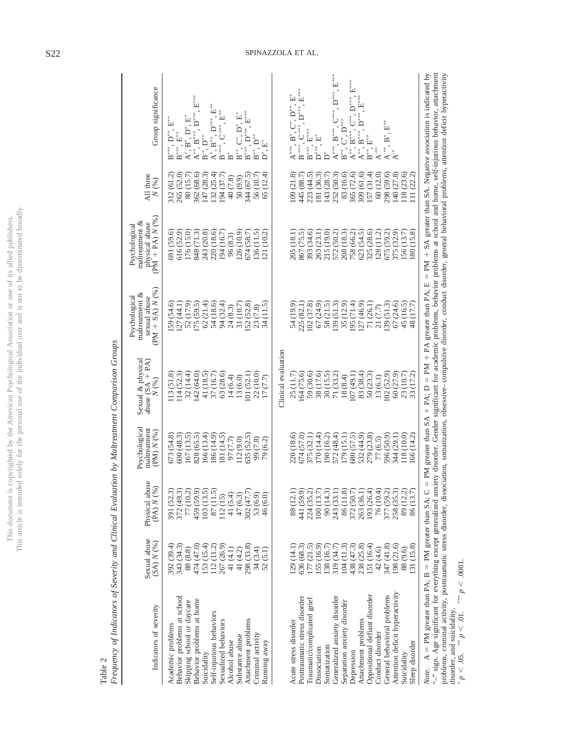Table 2

*Frequency of Indicators of Severity and Clinical Evaluation by Maltreatment Comparison Groups*

| Indicators of severity | Sexual abuse (SA) *N* (%) | Physical abuse (PA) *N* (%) | Psychological maltreatment (PM) *N* (%) | Sexual & physical abuse (SA + PA) *N* (%) | Psychological maltreatment & sexual abuse (PM + SA) *N* (%) | Psychological maltreatment & physical abuse (PM + PA) *N* (%) | All three *N* (%) | Group significance |
|---|---|---|---|---|---|---|---|---|
| Academic problems | 392 (39.4) | 391 (52.3) | 673 (54.8) | 113 (51.8) | 159 (54.6) | 691 (59.6) | 312 (61.2) | B***, D**, E** |
| Behavior problems at school | 343 (34.3) | 372 (49.3) | 600 (48.3) | 114 (52.3) | 127 (44.1) | 616 (52.9) | 265 (52.0) | B***, E*** |
| Skipping school or daycare | 88 (8.8) | 77 (10.2) | 167 (13.5) | 32 (14.4) | 52 (17.9) | 176 (15.0) | 80 (15.7) | A*, B*, D*, E* |
| Behavior problems at home | 474 (47.0) | 459 (59.9) | 828 (65.5) | 142 (64.0) | 175 (59.5) | 848 (71.3) | 362 (68.6) | A**, B***, D***, E*** |
| Suicidality | 153 (15.4) | 103 (13.5) | 166 (13.4) | 41 (18.5) | 62 (21.4) | 243 (20.8) | 147 (28.3) | B*, D** |
| Self-injurious behaviors | 112 (11.2) | 87 (11.5) | 186 (14.9) | 37 (16.7) | 54 (18.6) | 220 (18.6) | 132 (25.4) | A*, B**, D***, E*** |
| Sexualized behaviors | 267 (26.9) | 112 (15) | 181 (14.5) | 63 (28.6) | 94 (32.4) | 194 (16.7) | 194 (37.7) | B-***, C-***, E** |
| Alcohol abuse | 41 (4.1) | 41 (5.4) | 97 (7.7) | 14 (6.4) | 24 (8.3) | 96 (8.3) | 40 (7.8) | B* |
| Substance abuse | 41 (4.2) | 47 (6.3) | 112 (9.0) | 13 (6.0) | 31 (10.7) | 126 (10.9) | 50 (9.9) | B**, C*, D*, E* |
| Attachment problems | 298 (33.8) | 302 (47.7) | 635 (52.5) | 101 (52.1) | 152 (52.8) | 674 (58.7) | 344 (67.5) | B***, D**, E*** |
| Criminal activity | 34 (3.4) | 53 (6.9) | 99 (7.8) | 22 (10.0) | 23 (7.8) | 136 (11.5) | 56 (10.7) | B**, D** |
| Running away | 52 (5.1) | 46 (6.0) | 79 (6.2) | 17 (7.7) | 34 (11.5) | 121 (10.2) | 65 (12.4) | D*, E* |
| Clinical evaluation | | | | | | | | |
| Acute stress disorder | 129 (14.1) | 88 (12.1) | 220 (18.6) | 25 (11.7) | 54 (19.9) | 205 (18.1) | 109 (21.8) | A***, B*, C*, D**, E* |
| Posttraumatic stress disorder | 636 (68.3) | 441 (59.9) | 674 (57.0) | 164 (75.6) | 225 (82.1) | 867 (75.5) | 445 (88.7) | B-***, C-***, D***, E*** |
| Traumatic/complicated grief | 177 (21.5) | 224 (35.2) | 375 (32.1) | 59 (30.6) | 102 (37.8) | 393 (34.6) | 223 (44.5) | B***, E*** |
| Dissociation | 155 (16.9) | 100 (13.7) | 170 (14.4) | 38 (17.6) | 67 (24.9) | 263 (23.1) | 181 (36.3) | D***, E* |
| Somatization | 138 (16.7) | 90 (14.3) | 190 (16.2) | 30 (15.5) | 58 (21.5) | 215 (19.0) | 143 (28.7) | D* |
| Generalized anxiety disorder | 319 (34.7) | 243 (33.1) | 572 (48.4) | 71 (33.2) | 139 (51.3) | 572 (50.2) | 252 (50.3) | A***, B***, C***, D***, E*** |
| Separation anxiety disorder | 104 (11.3) | 86 (11.8) | 179 (15.1) | 18 (8.4) | 35 (12.9) | 208 (18.3) | 83 (16.6) | B**, C*, D*** |
| Depression | 438 (47.3) | 372 (50.7) | 680 (57.5) | 107 (49.1) | 195 (71.4) | 758 (66.2) | 365 (72.6) | A*, B***, C**, D***, E*** |
| Attachment problems | 238 (25.8) | 263 (36.1) | 532 (44.9) | 83 (38.4) | 127 (46.9) | 623 (54.5) | 309 (61.6) | A**, B***, D***, E*** |
| Oppositional defiant disorder | 151 (16.4) | 193 (26.4) | 279 (23.8) | 50 (23.3) | 71 (26.1) | 325 (28.6) | 157 (31.4) | B**, E** |
| Conduct disorder | 42 (4.6) | 76 (10.4) | 77 (6.5) | 13 (6.1) | 21 (7.7) | 128 (11.2) | 60 (12.0) | A-** |
| General behavioral problems | 347 (41.8) | 377 (59.2) | 596 (50.9) | 102 (52.9) | 139 (51.3) | 675 (59.2) | 298 (59.6) | A-**, B*, E** |
| Attention deficit hyperactivity | 198 (21.6) | 258 (35.3) | 344 (29.1) | 60 (27.9) | 67 (24.6) | 375 (32.9) | 140 (27.8) | A-* |
| Suicidality | 88 (9.6) | 89 (12.2) | 118 (10.0) | 23 (10.7) | 45 (16.5) | 156 (13.7) | 118 (23.6) | |
| Sleep disorder | 131 (15.8) | 86 (13.7) | 166 (14.2) | 33 (17.2) | 48 (17.7) | 180 (15.8) | 111 (22.2) | |

*Note.* A = PM greater than PA; B = PM greater than SA; C = PM greater than SA + PA; D = PM + PA greater than PA; E = PM + SA greater than SA. Negative association is indicated by "-" sign. Age significant for everything except generalized anxiety disorder. Gender significant for academic problems, behavior problems at school and home, self-injurious behavior, attachment problems, criminal activity, posttraumatic stress disorder, dissociation, somatization, obsessive–compulsive disorder, conduct disorder, general behavioral problems, attention deficit hyperactivity disorder, and suicidality.

\* $p < .05$. \*\* $p < .01$. \*\*\* $p < .0001$.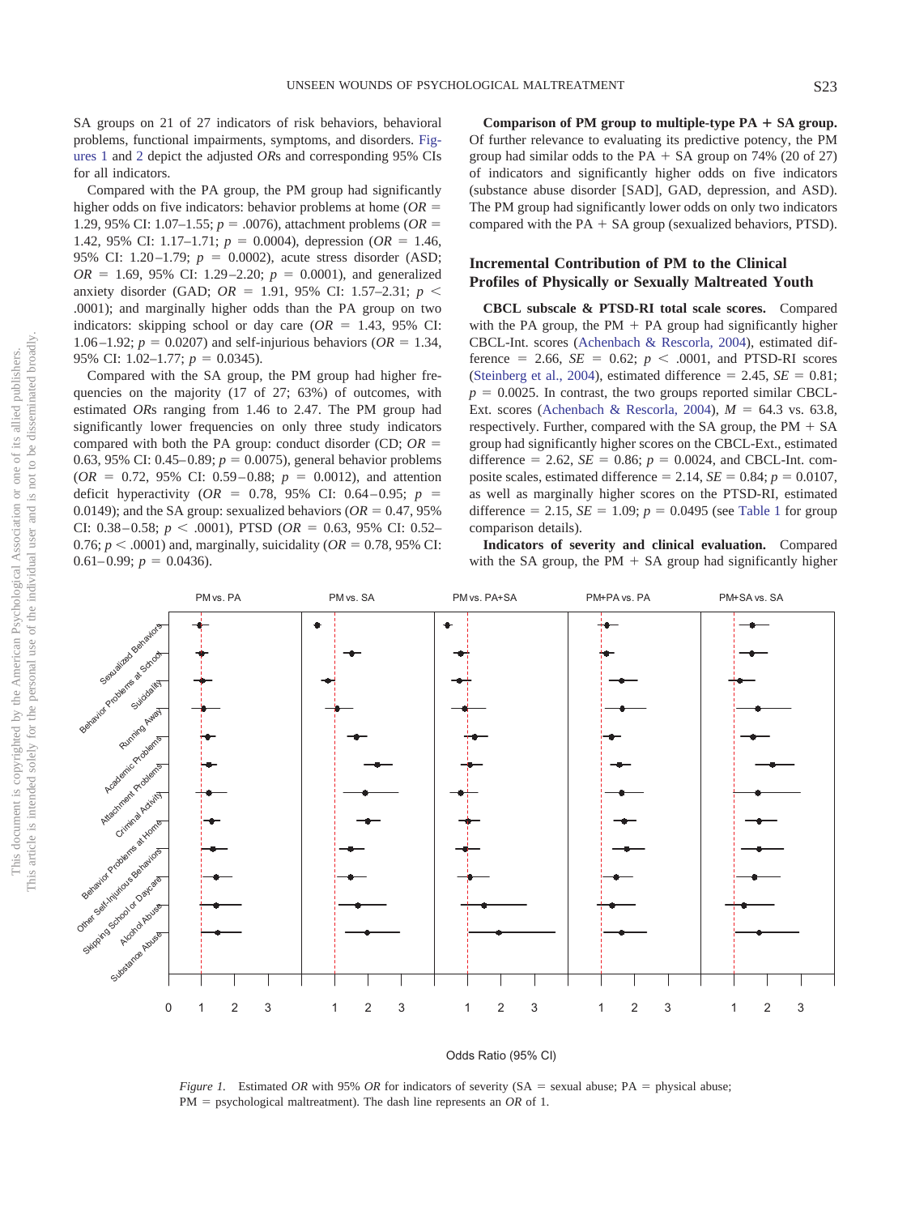SA groups on 21 of 27 indicators of risk behaviors, behavioral problems, functional impairments, symptoms, and disorders. Figures 1 and 2 depict the adjusted *OR*s and corresponding 95% CIs for all indicators.

Compared with the PA group, the PM group had significantly higher odds on five indicators: behavior problems at home ($OR$ = 1.29, 95% CI: 1.07–1.55; $p$ = .0076), attachment problems ($OR$ = 1.42, 95% CI: 1.17–1.71; $p$ = 0.0004), depression ($OR$ = 1.46, 95% CI: 1.20–1.79; $p$ = 0.0002), acute stress disorder (ASD; $OR$ = 1.69, 95% CI: 1.29–2.20; $p$ = 0.0001), and generalized anxiety disorder (GAD; $OR$ = 1.91, 95% CI: 1.57–2.31; $p$ < .0001); and marginally higher odds than the PA group on two indicators: skipping school or day care ($OR$ = 1.43, 95% CI: 1.06–1.92; $p$ = 0.0207) and self-injurious behaviors ($OR$ = 1.34, 95% CI: 1.02–1.77; $p$ = 0.0345).

Compared with the SA group, the PM group had higher frequencies on the majority (17 of 27; 63%) of outcomes, with estimated *OR*s ranging from 1.46 to 2.47. The PM group had significantly lower frequencies on only three study indicators compared with both the PA group: conduct disorder (CD; $OR$ = 0.63, 95% CI: 0.45–0.89; $p$ = 0.0075), general behavior problems ($OR$ = 0.72, 95% CI: 0.59–0.88; $p$ = 0.0012), and attention deficit hyperactivity ($OR$ = 0.78, 95% CI: 0.64–0.95; $p$ = 0.0149); and the SA group: sexualized behaviors ($OR$ = 0.47, 95% CI: 0.38–0.58; $p$ < .0001), PTSD ($OR$ = 0.63, 95% CI: 0.52–0.76; $p$ < .0001) and, marginally, suicidality ($OR$ = 0.78, 95% CI: 0.61–0.99; $p$ = 0.0436).

**Comparison of PM group to multiple-type PA + SA group.** Of further relevance to evaluating its predictive potency, the PM group had similar odds to the PA + SA group on 74% (20 of 27) of indicators and significantly higher odds on five indicators (substance abuse disorder [SAD], GAD, depression, and ASD). The PM group had significantly lower odds on only two indicators compared with the PA + SA group (sexualized behaviors, PTSD).

## Incremental Contribution of PM to the Clinical Profiles of Physically or Sexually Maltreated Youth

**CBCL subscale & PTSD-RI total scale scores.** Compared with the PA group, the PM + PA group had significantly higher CBCL-Int. scores (Achenbach & Rescorla, 2004), estimated difference = 2.66, $SE$ = 0.62; $p$ < .0001, and PTSD-RI scores (Steinberg et al., 2004), estimated difference = 2.45, $SE$ = 0.81; $p$ = 0.0025. In contrast, the two groups reported similar CBCL-Ext. scores (Achenbach & Rescorla, 2004), $M$ = 64.3 vs. 63.8, respectively. Further, compared with the SA group, the PM + SA group had significantly higher scores on the CBCL-Ext., estimated difference = 2.62, $SE$ = 0.86; $p$ = 0.0024, and CBCL-Int. composite scales, estimated difference = 2.14, $SE$ = 0.84; $p$ = 0.0107, as well as marginally higher scores on the PTSD-RI, estimated difference = 2.15, $SE$ = 1.09; $p$ = 0.0495 (see Table 1 for group comparison details).

**Indicators of severity and clinical evaluation.** Compared with the SA group, the PM + SA group had significantly higher

*Figure 1.* Estimated *OR* with 95% *OR* for indicators of severity (SA = sexual abuse; PA = physical abuse; PM = psychological maltreatment). The dash line represents an *OR* of 1.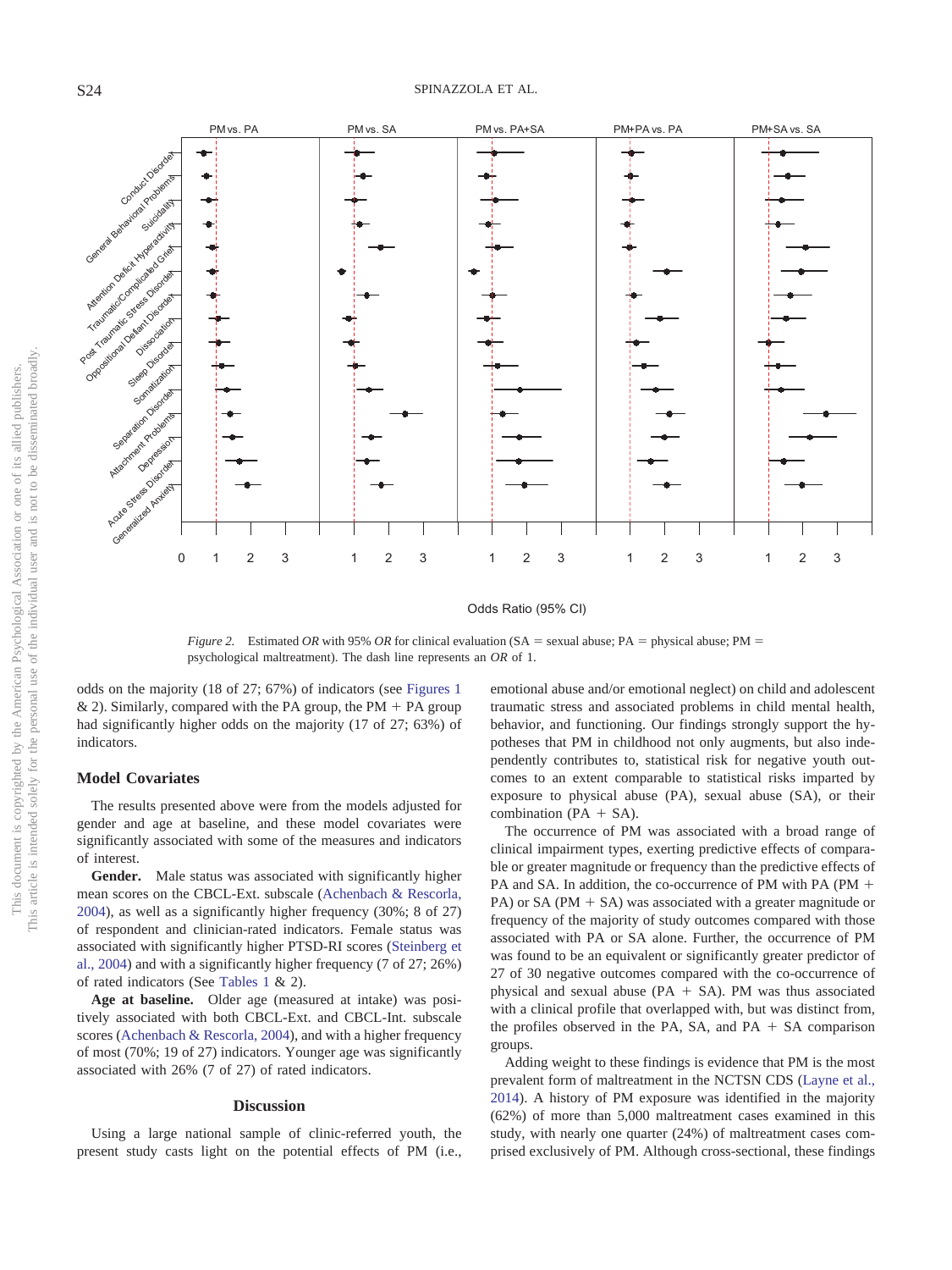*Figure 2.* Estimated *OR* with 95% *OR* for clinical evaluation (SA = sexual abuse; PA = physical abuse; PM = psychological maltreatment). The dash line represents an *OR* of 1.

odds on the majority (18 of 27; 67%) of indicators (see Figures 1 & 2). Similarly, compared with the PA group, the PM + PA group had significantly higher odds on the majority (17 of 27; 63%) of indicators.

## Model Covariates

The results presented above were from the models adjusted for gender and age at baseline, and these model covariates were significantly associated with some of the measures and indicators of interest.

**Gender.** Male status was associated with significantly higher mean scores on the CBCL-Ext. subscale (Achenbach & Rescorla, 2004), as well as a significantly higher frequency (30%; 8 of 27) of respondent and clinician-rated indicators. Female status was associated with significantly higher PTSD-RI scores (Steinberg et al., 2004) and with a significantly higher frequency (7 of 27; 26%) of rated indicators (See Tables 1 & 2).

**Age at baseline.** Older age (measured at intake) was positively associated with both CBCL-Ext. and CBCL-Int. subscale scores (Achenbach & Rescorla, 2004), and with a higher frequency of most (70%; 19 of 27) indicators. Younger age was significantly associated with 26% (7 of 27) of rated indicators.

## Discussion

Using a large national sample of clinic-referred youth, the present study casts light on the potential effects of PM (i.e., emotional abuse and/or emotional neglect) on child and adolescent traumatic stress and associated problems in child mental health, behavior, and functioning. Our findings strongly support the hypotheses that PM in childhood not only augments, but also independently contributes to, statistical risk for negative youth outcomes to an extent comparable to statistical risks imparted by exposure to physical abuse (PA), sexual abuse (SA), or their combination (PA + SA).

The occurrence of PM was associated with a broad range of clinical impairment types, exerting predictive effects of comparable or greater magnitude or frequency than the predictive effects of PA and SA. In addition, the co-occurrence of PM with PA (PM + PA) or SA (PM + SA) was associated with a greater magnitude or frequency of the majority of study outcomes compared with those associated with PA or SA alone. Further, the occurrence of PM was found to be an equivalent or significantly greater predictor of 27 of 30 negative outcomes compared with the co-occurrence of physical and sexual abuse (PA + SA). PM was thus associated with a clinical profile that overlapped with, but was distinct from, the profiles observed in the PA, SA, and PA + SA comparison groups.

Adding weight to these findings is evidence that PM is the most prevalent form of maltreatment in the NCTSN CDS (Layne et al., 2014). A history of PM exposure was identified in the majority (62%) of more than 5,000 maltreatment cases examined in this study, with nearly one quarter (24%) of maltreatment cases comprised exclusively of PM. Although cross-sectional, these findings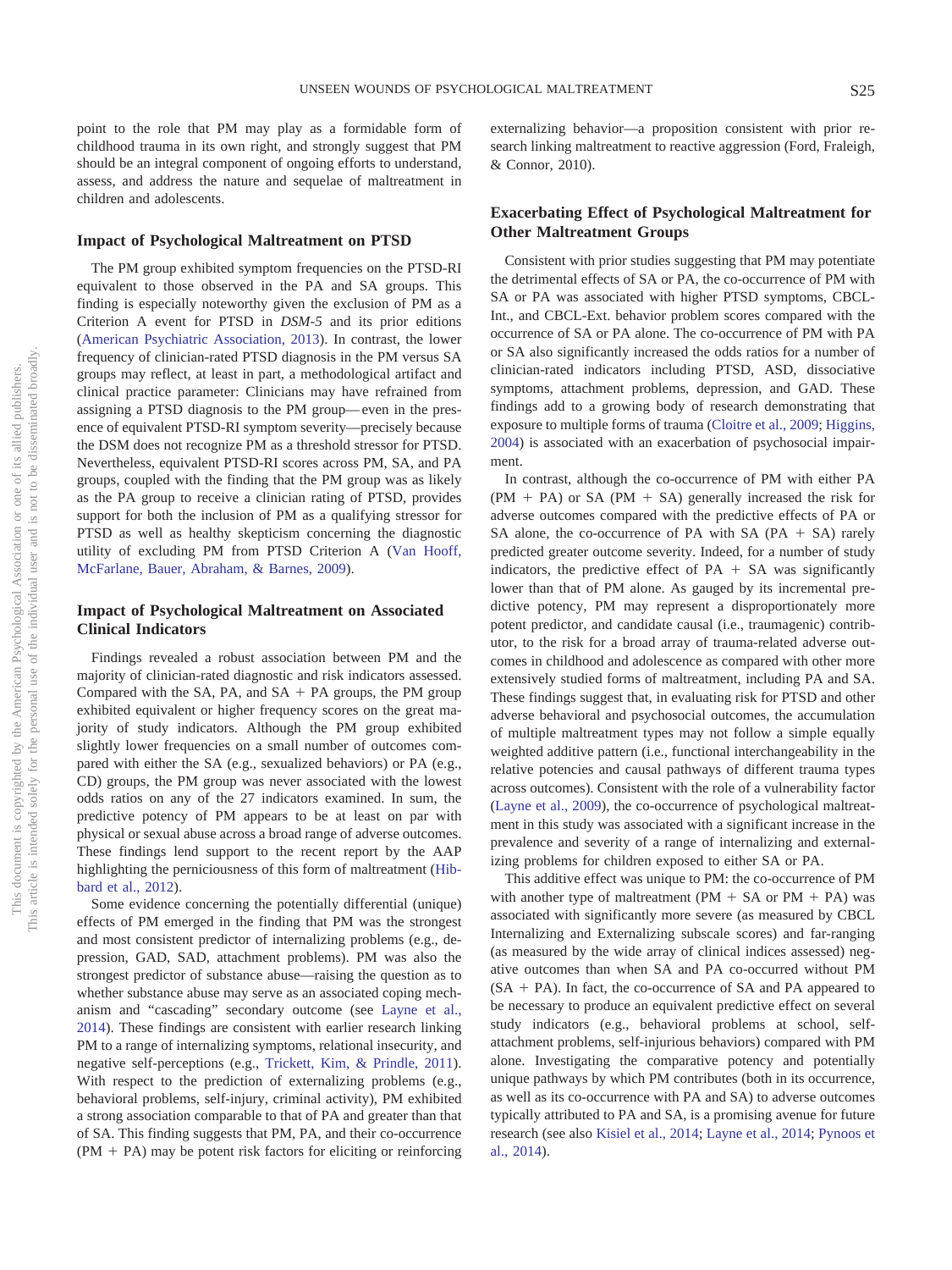point to the role that PM may play as a formidable form of childhood trauma in its own right, and strongly suggest that PM should be an integral component of ongoing efforts to understand, assess, and address the nature and sequelae of maltreatment in children and adolescents.

### Impact of Psychological Maltreatment on PTSD

The PM group exhibited symptom frequencies on the PTSD-RI equivalent to those observed in the PA and SA groups. This finding is especially noteworthy given the exclusion of PM as a Criterion A event for PTSD in *DSM-5* and its prior editions (American Psychiatric Association, 2013). In contrast, the lower frequency of clinician-rated PTSD diagnosis in the PM versus SA groups may reflect, at least in part, a methodological artifact and clinical practice parameter: Clinicians may have refrained from assigning a PTSD diagnosis to the PM group—even in the presence of equivalent PTSD-RI symptom severity—precisely because the DSM does not recognize PM as a threshold stressor for PTSD. Nevertheless, equivalent PTSD-RI scores across PM, SA, and PA groups, coupled with the finding that the PM group was as likely as the PA group to receive a clinician rating of PTSD, provides support for both the inclusion of PM as a qualifying stressor for PTSD as well as healthy skepticism concerning the diagnostic utility of excluding PM from PTSD Criterion A (Van Hooff, McFarlane, Bauer, Abraham, & Barnes, 2009).

### Impact of Psychological Maltreatment on Associated Clinical Indicators

Findings revealed a robust association between PM and the majority of clinician-rated diagnostic and risk indicators assessed. Compared with the SA, PA, and SA + PA groups, the PM group exhibited equivalent or higher frequency scores on the great majority of study indicators. Although the PM group exhibited slightly lower frequencies on a small number of outcomes compared with either the SA (e.g., sexualized behaviors) or PA (e.g., CD) groups, the PM group was never associated with the lowest odds ratios on any of the 27 indicators examined. In sum, the predictive potency of PM appears to be at least on par with physical or sexual abuse across a broad range of adverse outcomes. These findings lend support to the recent report by the AAP highlighting the perniciousness of this form of maltreatment (Hibbard et al., 2012).

Some evidence concerning the potentially differential (unique) effects of PM emerged in the finding that PM was the strongest and most consistent predictor of internalizing problems (e.g., depression, GAD, SAD, attachment problems). PM was also the strongest predictor of substance abuse—raising the question as to whether substance abuse may serve as an associated coping mechanism and "cascading" secondary outcome (see Layne et al., 2014). These findings are consistent with earlier research linking PM to a range of internalizing symptoms, relational insecurity, and negative self-perceptions (e.g., Trickett, Kim, & Prindle, 2011). With respect to the prediction of externalizing problems (e.g., behavioral problems, self-injury, criminal activity), PM exhibited a strong association comparable to that of PA and greater than that of SA. This finding suggests that PM, PA, and their co-occurrence (PM + PA) may be potent risk factors for eliciting or reinforcing externalizing behavior—a proposition consistent with prior research linking maltreatment to reactive aggression (Ford, Fraleigh, & Connor, 2010).

### Exacerbating Effect of Psychological Maltreatment for Other Maltreatment Groups

Consistent with prior studies suggesting that PM may potentiate the detrimental effects of SA or PA, the co-occurrence of PM with SA or PA was associated with higher PTSD symptoms, CBCL-Int., and CBCL-Ext. behavior problem scores compared with the occurrence of SA or PA alone. The co-occurrence of PM with PA or SA also significantly increased the odds ratios for a number of clinician-rated indicators including PTSD, ASD, dissociative symptoms, attachment problems, depression, and GAD. These findings add to a growing body of research demonstrating that exposure to multiple forms of trauma (Cloitre et al., 2009; Higgins, 2004) is associated with an exacerbation of psychosocial impairment.

In contrast, although the co-occurrence of PM with either PA (PM + PA) or SA (PM + SA) generally increased the risk for adverse outcomes compared with the predictive effects of PA or SA alone, the co-occurrence of PA with SA (PA + SA) rarely predicted greater outcome severity. Indeed, for a number of study indicators, the predictive effect of PA + SA was significantly lower than that of PM alone. As gauged by its incremental predictive potency, PM may represent a disproportionately more potent predictor, and candidate causal (i.e., traumagenic) contributor, to the risk for a broad array of trauma-related adverse outcomes in childhood and adolescence as compared with other more extensively studied forms of maltreatment, including PA and SA. These findings suggest that, in evaluating risk for PTSD and other adverse behavioral and psychosocial outcomes, the accumulation of multiple maltreatment types may not follow a simple equally weighted additive pattern (i.e., functional interchangeability in the relative potencies and causal pathways of different trauma types across outcomes). Consistent with the role of a vulnerability factor (Layne et al., 2009), the co-occurrence of psychological maltreatment in this study was associated with a significant increase in the prevalence and severity of a range of internalizing and externalizing problems for children exposed to either SA or PA.

This additive effect was unique to PM: the co-occurrence of PM with another type of maltreatment (PM + SA or PM + PA) was associated with significantly more severe (as measured by CBCL Internalizing and Externalizing subscale scores) and far-ranging (as measured by the wide array of clinical indices assessed) negative outcomes than when SA and PA co-occurred without PM (SA + PA). In fact, the co-occurrence of SA and PA appeared to be necessary to produce an equivalent predictive effect on several study indicators (e.g., behavioral problems at school, self-attachment problems, self-injurious behaviors) compared with PM alone. Investigating the comparative potency and potentially unique pathways by which PM contributes (both in its occurrence, as well as its co-occurrence with PA and SA) to adverse outcomes typically attributed to PA and SA, is a promising avenue for future research (see also Kisiel et al., 2014; Layne et al., 2014; Pynoos et al., 2014).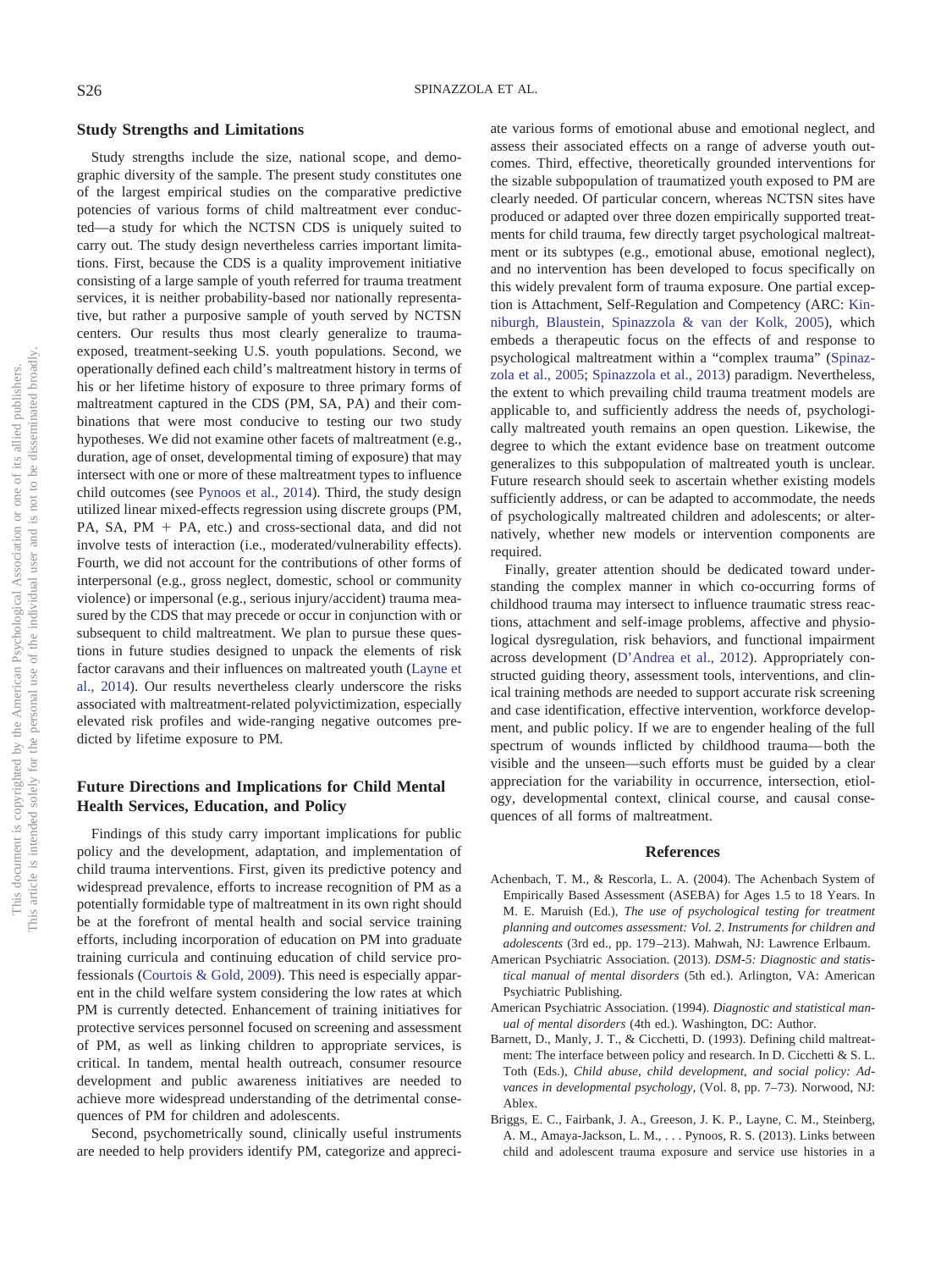## Study Strengths and Limitations

Study strengths include the size, national scope, and demographic diversity of the sample. The present study constitutes one of the largest empirical studies on the comparative predictive potencies of various forms of child maltreatment ever conducted—a study for which the NCTSN CDS is uniquely suited to carry out. The study design nevertheless carries important limitations. First, because the CDS is a quality improvement initiative consisting of a large sample of youth referred for trauma treatment services, it is neither probability-based nor nationally representative, but rather a purposive sample of youth served by NCTSN centers. Our results thus most clearly generalize to trauma-exposed, treatment-seeking U.S. youth populations. Second, we operationally defined each child's maltreatment history in terms of his or her lifetime history of exposure to three primary forms of maltreatment captured in the CDS (PM, SA, PA) and their combinations that were most conducive to testing our two study hypotheses. We did not examine other facets of maltreatment (e.g., duration, age of onset, developmental timing of exposure) that may intersect with one or more of these maltreatment types to influence child outcomes (see Pynoos et al., 2014). Third, the study design utilized linear mixed-effects regression using discrete groups (PM, PA, SA, PM + PA, etc.) and cross-sectional data, and did not involve tests of interaction (i.e., moderated/vulnerability effects). Fourth, we did not account for the contributions of other forms of interpersonal (e.g., gross neglect, domestic, school or community violence) or impersonal (e.g., serious injury/accident) trauma measured by the CDS that may precede or occur in conjunction with or subsequent to child maltreatment. We plan to pursue these questions in future studies designed to unpack the elements of risk factor caravans and their influences on maltreated youth (Layne et al., 2014). Our results nevertheless clearly underscore the risks associated with maltreatment-related polyvictimization, especially elevated risk profiles and wide-ranging negative outcomes predicted by lifetime exposure to PM.

## Future Directions and Implications for Child Mental Health Services, Education, and Policy

Findings of this study carry important implications for public policy and the development, adaptation, and implementation of child trauma interventions. First, given its predictive potency and widespread prevalence, efforts to increase recognition of PM as a potentially formidable type of maltreatment in its own right should be at the forefront of mental health and social service training efforts, including incorporation of education on PM into graduate training curricula and continuing education of child service professionals (Courtois & Gold, 2009). This need is especially apparent in the child welfare system considering the low rates at which PM is currently detected. Enhancement of training initiatives for protective services personnel focused on screening and assessment of PM, as well as linking children to appropriate services, is critical. In tandem, mental health outreach, consumer resource development and public awareness initiatives are needed to achieve more widespread understanding of the detrimental consequences of PM for children and adolescents.

Second, psychometrically sound, clinically useful instruments are needed to help providers identify PM, categorize and appreciate various forms of emotional abuse and emotional neglect, and assess their associated effects on a range of adverse youth outcomes. Third, effective, theoretically grounded interventions for the sizable subpopulation of traumatized youth exposed to PM are clearly needed. Of particular concern, whereas NCTSN sites have produced or adapted over three dozen empirically supported treatments for child trauma, few directly target psychological maltreatment or its subtypes (e.g., emotional abuse, emotional neglect), and no intervention has been developed to focus specifically on this widely prevalent form of trauma exposure. One partial exception is Attachment, Self-Regulation and Competency (ARC: Kinniburgh, Blaustein, Spinazzola & van der Kolk, 2005), which embeds a therapeutic focus on the effects of and response to psychological maltreatment within a "complex trauma" (Spinazzola et al., 2005; Spinazzola et al., 2013) paradigm. Nevertheless, the extent to which prevailing child trauma treatment models are applicable to, and sufficiently address the needs of, psychologically maltreated youth remains an open question. Likewise, the degree to which the extant evidence base on treatment outcome generalizes to this subpopulation of maltreated youth is unclear. Future research should seek to ascertain whether existing models sufficiently address, or can be adapted to accommodate, the needs of psychologically maltreated children and adolescents; or alternatively, whether new models or intervention components are required.

Finally, greater attention should be dedicated toward understanding the complex manner in which co-occurring forms of childhood trauma may intersect to influence traumatic stress reactions, attachment and self-image problems, affective and physiological dysregulation, risk behaviors, and functional impairment across development (D'Andrea et al., 2012). Appropriately constructed guiding theory, assessment tools, interventions, and clinical training methods are needed to support accurate risk screening and case identification, effective intervention, workforce development, and public policy. If we are to engender healing of the full spectrum of wounds inflicted by childhood trauma—both the visible and the unseen—such efforts must be guided by a clear appreciation for the variability in occurrence, intersection, etiology, developmental context, clinical course, and causal consequences of all forms of maltreatment.

## References

Achenbach, T. M., & Rescorla, L. A. (2004). The Achenbach System of Empirically Based Assessment (ASEBA) for Ages 1.5 to 18 Years. In M. E. Maruish (Ed.), *The use of psychological testing for treatment planning and outcomes assessment: Vol. 2. Instruments for children and adolescents* (3rd ed., pp. 179–213). Mahwah, NJ: Lawrence Erlbaum.

American Psychiatric Association. (2013). *DSM-5: Diagnostic and statistical manual of mental disorders* (5th ed.). Arlington, VA: American Psychiatric Publishing.

American Psychiatric Association. (1994). *Diagnostic and statistical manual of mental disorders* (4th ed.). Washington, DC: Author.

Barnett, D., Manly, J. T., & Cicchetti, D. (1993). Defining child maltreatment: The interface between policy and research. In D. Cicchetti & S. L. Toth (Eds.), *Child abuse, child development, and social policy: Advances in developmental psychology*, (Vol. 8, pp. 7–73). Norwood, NJ: Ablex.

Briggs, E. C., Fairbank, J. A., Greeson, J. K. P., Layne, C. M., Steinberg, A. M., Amaya-Jackson, L. M., . . . Pynoos, R. S. (2013). Links between child and adolescent trauma exposure and service use histories in a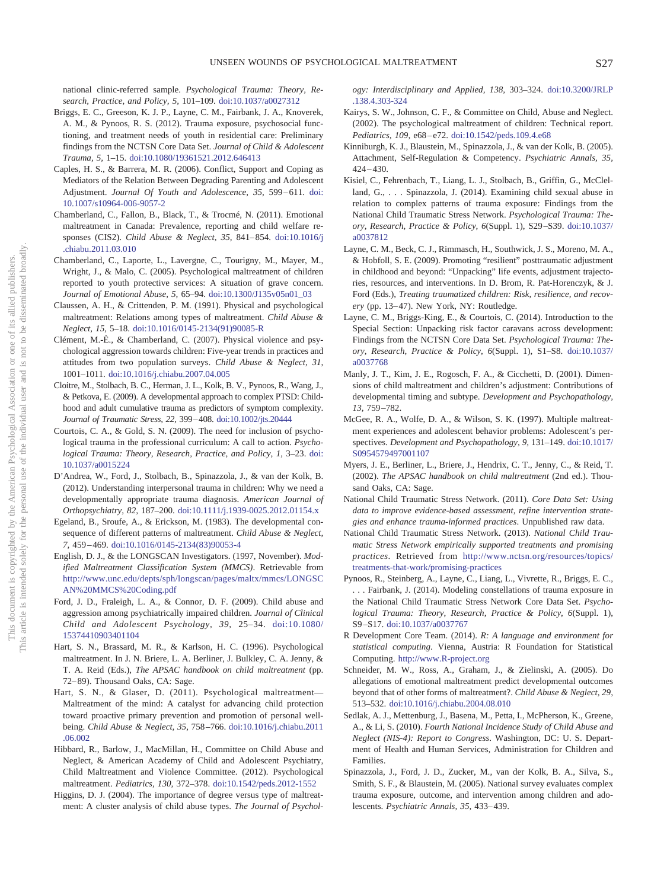national clinic-referred sample. *Psychological Trauma: Theory, Research, Practice, and Policy, 5,* 101–109. doi:10.1037/a0027312

Briggs, E. C., Greeson, K. J. P., Layne, C. M., Fairbank, J. A., Knoverek, A. M., & Pynoos, R. S. (2012). Trauma exposure, psychosocial functioning, and treatment needs of youth in residential care: Preliminary findings from the NCTSN Core Data Set. *Journal of Child & Adolescent Trauma, 5,* 1–15. doi:10.1080/19361521.2012.646413

Caples, H. S., & Barrera, M. R. (2006). Conflict, Support and Coping as Mediators of the Relation Between Degrading Parenting and Adolescent Adjustment. *Journal Of Youth and Adolescence, 35,* 599–611. doi:10.1007/s10964-006-9057-2

Chamberland, C., Fallon, B., Black, T., & Trocmé, N. (2011). Emotional maltreatment in Canada: Prevalence, reporting and child welfare responses (CIS2). *Child Abuse & Neglect, 35,* 841–854. doi:10.1016/j.chiabu.2011.03.010

Chamberland, C., Laporte, L., Lavergne, C., Tourigny, M., Mayer, M., Wright, J., & Malo, C. (2005). Psychological maltreatment of children reported to youth protective services: A situation of grave concern. *Journal of Emotional Abuse, 5,* 65–94. doi:10.1300/J135v05n01_03

Claussen, A. H., & Crittenden, P. M. (1991). Physical and psychological maltreatment: Relations among types of maltreatment. *Child Abuse & Neglect, 15,* 5–18. doi:10.1016/0145-2134(91)90085-R

Clément, M.-È., & Chamberland, C. (2007). Physical violence and psychological aggression towards children: Five-year trends in practices and attitudes from two population surveys. *Child Abuse & Neglect, 31,* 1001–1011. doi:10.1016/j.chiabu.2007.04.005

Cloitre, M., Stolbach, B. C., Herman, J. L., Kolk, B. V., Pynoos, R., Wang, J., & Petkova, E. (2009). A developmental approach to complex PTSD: Childhood and adult cumulative trauma as predictors of symptom complexity. *Journal of Traumatic Stress, 22,* 399–408. doi:10.1002/jts.20444

Courtois, C. A., & Gold, S. N. (2009). The need for inclusion of psychological trauma in the professional curriculum: A call to action. *Psychological Trauma: Theory, Research, Practice, and Policy, 1,* 3–23. doi:10.1037/a0015224

D'Andrea, W., Ford, J., Stolbach, B., Spinazzola, J., & van der Kolk, B. (2012). Understanding interpersonal trauma in children: Why we need a developmentally appropriate trauma diagnosis. *American Journal of Orthopsychiatry, 82,* 187–200. doi:10.1111/j.1939-0025.2012.01154.x

Egeland, B., Sroufe, A., & Erickson, M. (1983). The developmental consequence of different patterns of maltreatment. *Child Abuse & Neglect, 7,* 459–469. doi:10.1016/0145-2134(83)90053-4

English, D. J., & the LONGSCAN Investigators. (1997, November). *Modified Maltreatment Classification System (MMCS)*. Retrievable from http://www.unc.edu/depts/sph/longscan/pages/maltx/mmcs/LONGSCAN%20MMCS%20Coding.pdf

Ford, J. D., Fraleigh, L. A., & Connor, D. F. (2009). Child abuse and aggression among psychiatrically impaired children. *Journal of Clinical Child and Adolescent Psychology, 39,* 25–34. doi:10.1080/15374410903401104

Hart, S. N., Brassard, M. R., & Karlson, H. C. (1996). Psychological maltreatment. In J. N. Briere, L. A. Berliner, J. Bulkley, C. A. Jenny, & T. A. Reid (Eds.), *The APSAC handbook on child maltreatment* (pp. 72–89). Thousand Oaks, CA: Sage.

Hart, S. N., & Glaser, D. (2011). Psychological maltreatment—Maltreatment of the mind: A catalyst for advancing child protection toward proactive primary prevention and promotion of personal well-being. *Child Abuse & Neglect, 35,* 758–766. doi:10.1016/j.chiabu.2011.06.002

Hibbard, R., Barlow, J., MacMillan, H., Committee on Child Abuse and Neglect, & American Academy of Child and Adolescent Psychiatry, Child Maltreatment and Violence Committee. (2012). Psychological maltreatment. *Pediatrics, 130,* 372–378. doi:10.1542/peds.2012-1552

Higgins, D. J. (2004). The importance of degree versus type of maltreatment: A cluster analysis of child abuse types. *The Journal of Psychology: Interdisciplinary and Applied, 138,* 303–324. doi:10.3200/JRLP.138.4.303-324

Kairys, S. W., Johnson, C. F., & Committee on Child, Abuse and Neglect. (2002). The psychological maltreatment of children: Technical report. *Pediatrics, 109,* e68–e72. doi:10.1542/peds.109.4.e68

Kinniburgh, K. J., Blaustein, M., Spinazzola, J., & van der Kolk, B. (2005). Attachment, Self-Regulation & Competency. *Psychiatric Annals, 35,* 424–430.

Kisiel, C., Fehrenbach, T., Liang, L. J., Stolbach, B., Griffin, G., McClelland, G., . . . Spinazzola, J. (2014). Examining child sexual abuse in relation to complex patterns of trauma exposure: Findings from the National Child Traumatic Stress Network. *Psychological Trauma: Theory, Research, Practice & Policy, 6*(Suppl. 1), S29–S39. doi:10.1037/a0037812

Layne, C. M., Beck, C. J., Rimmasch, H., Southwick, J. S., Moreno, M. A., & Hobfoll, S. E. (2009). Promoting "resilient" posttraumatic adjustment in childhood and beyond: "Unpacking" life events, adjustment trajectories, resources, and interventions. In D. Brom, R. Pat-Horenczyk, & J. Ford (Eds.), *Treating traumatized children: Risk, resilience, and recovery* (pp. 13–47). New York, NY: Routledge.

Layne, C. M., Briggs-King, E., & Courtois, C. (2014). Introduction to the Special Section: Unpacking risk factor caravans across development: Findings from the NCTSN Core Data Set. *Psychological Trauma: Theory, Research, Practice & Policy, 6*(Suppl. 1), S1–S8. doi:10.1037/a0037768

Manly, J. T., Kim, J. E., Rogosch, F. A., & Cicchetti, D. (2001). Dimensions of child maltreatment and children's adjustment: Contributions of developmental timing and subtype. *Development and Psychopathology, 13,* 759–782.

McGee, R. A., Wolfe, D. A., & Wilson, S. K. (1997). Multiple maltreatment experiences and adolescent behavior problems: Adolescent's perspectives. *Development and Psychopathology, 9,* 131–149. doi:10.1017/S0954579497001107

Myers, J. E., Berliner, L., Briere, J., Hendrix, C. T., Jenny, C., & Reid, T. (2002). *The APSAC handbook on child maltreatment* (2nd ed.). Thousand Oaks, CA: Sage.

National Child Traumatic Stress Network. (2011). *Core Data Set: Using data to improve evidence-based assessment, refine intervention strategies and enhance trauma-informed practices*. Unpublished raw data.

National Child Traumatic Stress Network. (2013). *National Child Traumatic Stress Network empirically supported treatments and promising practices*. Retrieved from http://www.nctsn.org/resources/topics/treatments-that-work/promising-practices

Pynoos, R., Steinberg, A., Layne, C., Liang, L., Vivrette, R., Briggs, E. C., . . . Fairbank, J. (2014). Modeling constellations of trauma exposure in the National Child Traumatic Stress Network Core Data Set. *Psychological Trauma: Theory, Research, Practice & Policy, 6*(Suppl. 1), S9–S17. doi:10.1037/a0037767

R Development Core Team. (2014). *R: A language and environment for statistical computing*. Vienna, Austria: R Foundation for Statistical Computing. http://www.R-project.org

Schneider, M. W., Ross, A., Graham, J., & Zielinski, A. (2005). Do allegations of emotional maltreatment predict developmental outcomes beyond that of other forms of maltreatment?. *Child Abuse & Neglect, 29,* 513–532. doi:10.1016/j.chiabu.2004.08.010

Sedlak, A. J., Mettenburg, J., Basena, M., Petta, I., McPherson, K., Greene, A., & Li, S. (2010). *Fourth National Incidence Study of Child Abuse and Neglect (NIS-4): Report to Congress*. Washington, DC: U. S. Department of Health and Human Services, Administration for Children and Families.

Spinazzola, J., Ford, J. D., Zucker, M., van der Kolk, B. A., Silva, S., Smith, S. F., & Blaustein, M. (2005). National survey evaluates complex trauma exposure, outcome, and intervention among children and adolescents. *Psychiatric Annals, 35,* 433–439.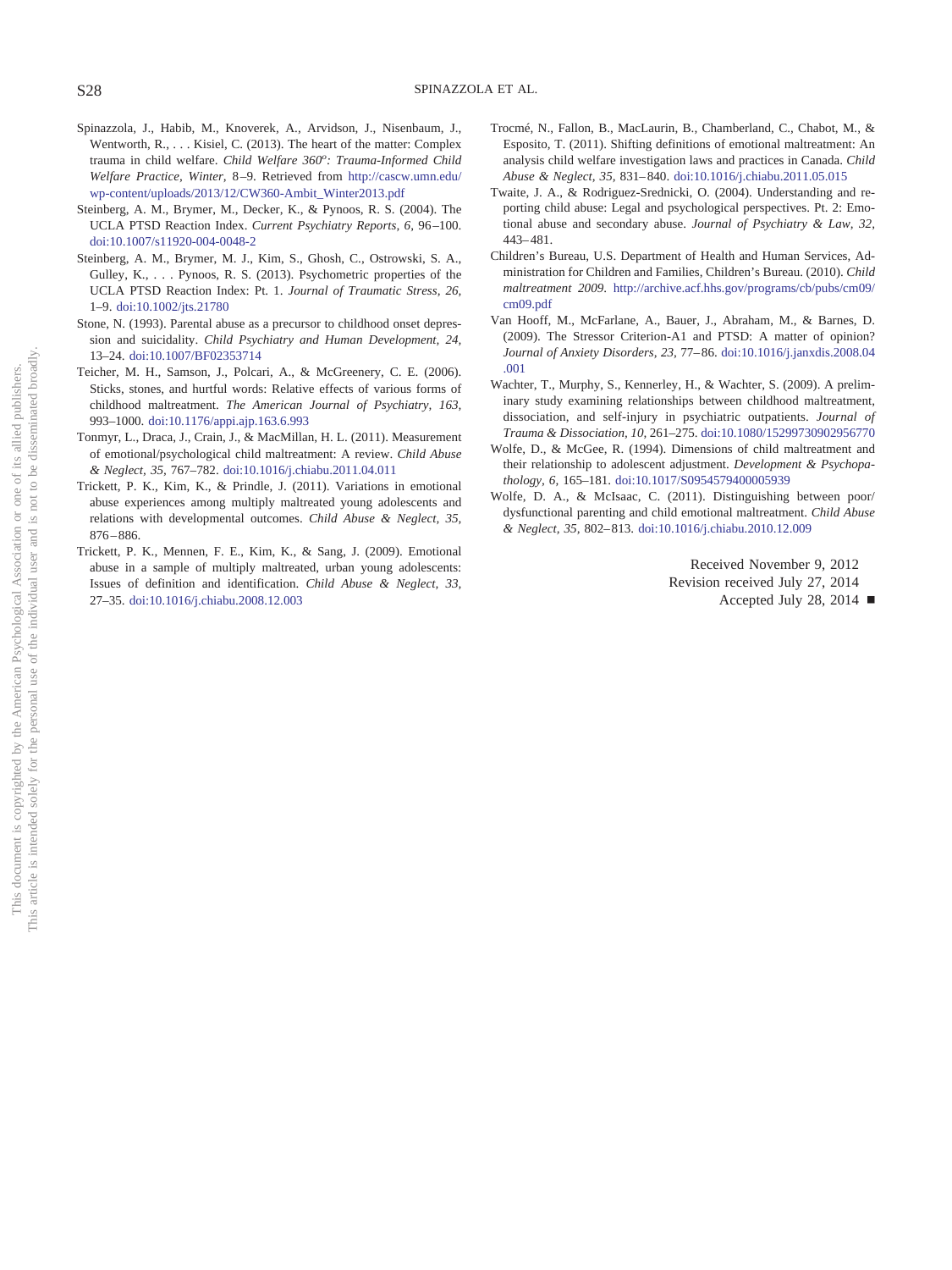Spinazzola, J., Habib, M., Knoverek, A., Arvidson, J., Nisenbaum, J., Wentworth, R., . . . Kisiel, C. (2013). The heart of the matter: Complex trauma in child welfare. *Child Welfare 360°: Trauma-Informed Child Welfare Practice, Winter,* 8–9. Retrieved from http://cascw.umn.edu/wp-content/uploads/2013/12/CW360-Ambit_Winter2013.pdf

Steinberg, A. M., Brymer, M., Decker, K., & Pynoos, R. S. (2004). The UCLA PTSD Reaction Index. *Current Psychiatry Reports, 6,* 96–100. doi:10.1007/s11920-004-0048-2

Steinberg, A. M., Brymer, M. J., Kim, S., Ghosh, C., Ostrowski, S. A., Gulley, K., . . . Pynoos, R. S. (2013). Psychometric properties of the UCLA PTSD Reaction Index: Pt. 1. *Journal of Traumatic Stress, 26,* 1–9. doi:10.1002/jts.21780

Stone, N. (1993). Parental abuse as a precursor to childhood onset depression and suicidality. *Child Psychiatry and Human Development, 24,* 13–24. doi:10.1007/BF02353714

Teicher, M. H., Samson, J., Polcari, A., & McGreenery, C. E. (2006). Sticks, stones, and hurtful words: Relative effects of various forms of childhood maltreatment. *The American Journal of Psychiatry, 163,* 993–1000. doi:10.1176/appi.ajp.163.6.993

Tonmyr, L., Draca, J., Crain, J., & MacMillan, H. L. (2011). Measurement of emotional/psychological child maltreatment: A review. *Child Abuse & Neglect, 35,* 767–782. doi:10.1016/j.chiabu.2011.04.011

Trickett, P. K., Kim, K., & Prindle, J. (2011). Variations in emotional abuse experiences among multiply maltreated young adolescents and relations with developmental outcomes. *Child Abuse & Neglect, 35,* 876–886.

Trickett, P. K., Mennen, F. E., Kim, K., & Sang, J. (2009). Emotional abuse in a sample of multiply maltreated, urban young adolescents: Issues of definition and identification. *Child Abuse & Neglect, 33,* 27–35. doi:10.1016/j.chiabu.2008.12.003

Trocmé, N., Fallon, B., MacLaurin, B., Chamberland, C., Chabot, M., & Esposito, T. (2011). Shifting definitions of emotional maltreatment: An analysis child welfare investigation laws and practices in Canada. *Child Abuse & Neglect, 35,* 831–840. doi:10.1016/j.chiabu.2011.05.015

Twaite, J. A., & Rodriguez-Srednicki, O. (2004). Understanding and reporting child abuse: Legal and psychological perspectives. Pt. 2: Emotional abuse and secondary abuse. *Journal of Psychiatry & Law, 32,* 443–481.

Children's Bureau, U.S. Department of Health and Human Services, Administration for Children and Families, Children's Bureau. (2010). *Child maltreatment 2009.* http://archive.acf.hhs.gov/programs/cb/pubs/cm09/cm09.pdf

Van Hooff, M., McFarlane, A., Bauer, J., Abraham, M., & Barnes, D. (2009). The Stressor Criterion-A1 and PTSD: A matter of opinion? *Journal of Anxiety Disorders, 23,* 77–86. doi:10.1016/j.janxdis.2008.04.001

Wachter, T., Murphy, S., Kennerley, H., & Wachter, S. (2009). A preliminary study examining relationships between childhood maltreatment, dissociation, and self-injury in psychiatric outpatients. *Journal of Trauma & Dissociation, 10,* 261–275. doi:10.1080/15299730902956770

Wolfe, D., & McGee, R. (1994). Dimensions of child maltreatment and their relationship to adolescent adjustment. *Development & Psychopathology, 6,* 165–181. doi:10.1017/S0954579400005939

Wolfe, D. A., & McIsaac, C. (2011). Distinguishing between poor/dysfunctional parenting and child emotional maltreatment. *Child Abuse & Neglect, 35,* 802–813. doi:10.1016/j.chiabu.2010.12.009

Received November 9, 2012
Revision received July 27, 2014
Accepted July 28, 2014 ■